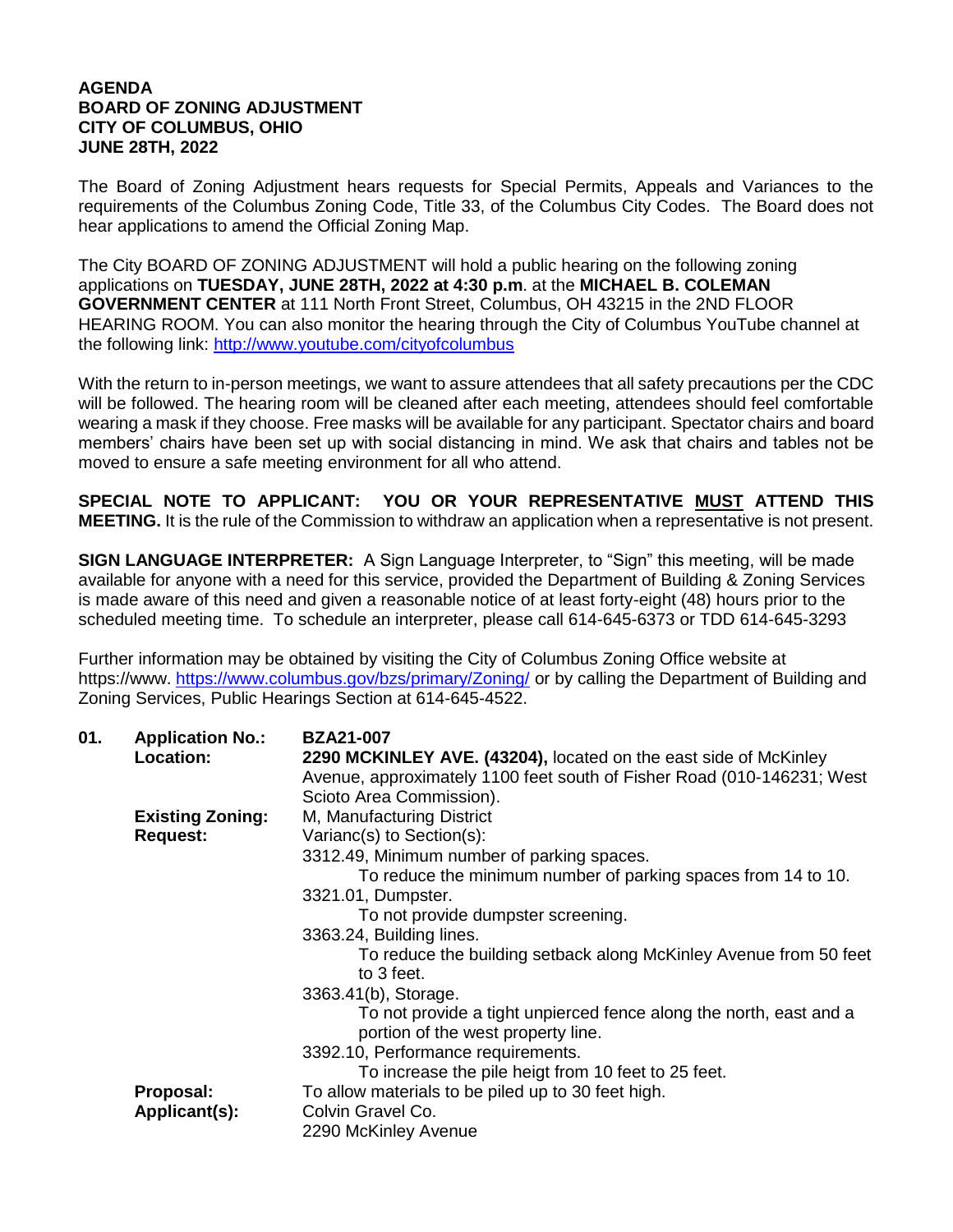**AGENDA**
**BOARD OF ZONING ADJUSTMENT**
**CITY OF COLUMBUS, OHIO**
**JUNE 28TH, 2022**

The Board of Zoning Adjustment hears requests for Special Permits, Appeals and Variances to the requirements of the Columbus Zoning Code, Title 33, of the Columbus City Codes. The Board does not hear applications to amend the Official Zoning Map.

The City BOARD OF ZONING ADJUSTMENT will hold a public hearing on the following zoning applications on **TUESDAY, JUNE 28TH, 2022 at 4:30 p.m**. at the **MICHAEL B. COLEMAN GOVERNMENT CENTER** at 111 North Front Street, Columbus, OH 43215 in the 2ND FLOOR HEARING ROOM. You can also monitor the hearing through the City of Columbus YouTube channel at the following link: http://www.youtube.com/cityofcolumbus

With the return to in-person meetings, we want to assure attendees that all safety precautions per the CDC will be followed. The hearing room will be cleaned after each meeting, attendees should feel comfortable wearing a mask if they choose. Free masks will be available for any participant. Spectator chairs and board members' chairs have been set up with social distancing in mind. We ask that chairs and tables not be moved to ensure a safe meeting environment for all who attend.

**SPECIAL NOTE TO APPLICANT: YOU OR YOUR REPRESENTATIVE MUST ATTEND THIS MEETING.** It is the rule of the Commission to withdraw an application when a representative is not present.

**SIGN LANGUAGE INTERPRETER:** A Sign Language Interpreter, to "Sign" this meeting, will be made available for anyone with a need for this service, provided the Department of Building & Zoning Services is made aware of this need and given a reasonable notice of at least forty-eight (48) hours prior to the scheduled meeting time. To schedule an interpreter, please call 614-645-6373 or TDD 614-645-3293

Further information may be obtained by visiting the City of Columbus Zoning Office website at https://www. https://www.columbus.gov/bzs/primary/Zoning/ or by calling the Department of Building and Zoning Services, Public Hearings Section at 614-645-4522.

**01. Application No.:** **BZA21-007**

**Location:** **2290 MCKINLEY AVE. (43204),** located on the east side of McKinley Avenue, approximately 1100 feet south of Fisher Road (010-146231; West Scioto Area Commission).

**Existing Zoning:** M, Manufacturing District

**Request:** Varianc(s) to Section(s):

- 3312.49, Minimum number of parking spaces.
  - To reduce the minimum number of parking spaces from 14 to 10.
- 3321.01, Dumpster.
  - To not provide dumpster screening.
- 3363.24, Building lines.
  - To reduce the building setback along McKinley Avenue from 50 feet to 3 feet.
- 3363.41(b), Storage.
  - To not provide a tight unpierced fence along the north, east and a portion of the west property line.
- 3392.10, Performance requirements.
  - To increase the pile heigt from 10 feet to 25 feet.

**Proposal:** To allow materials to be piled up to 30 feet high.

**Applicant(s):** Colvin Gravel Co.
2290 McKinley Avenue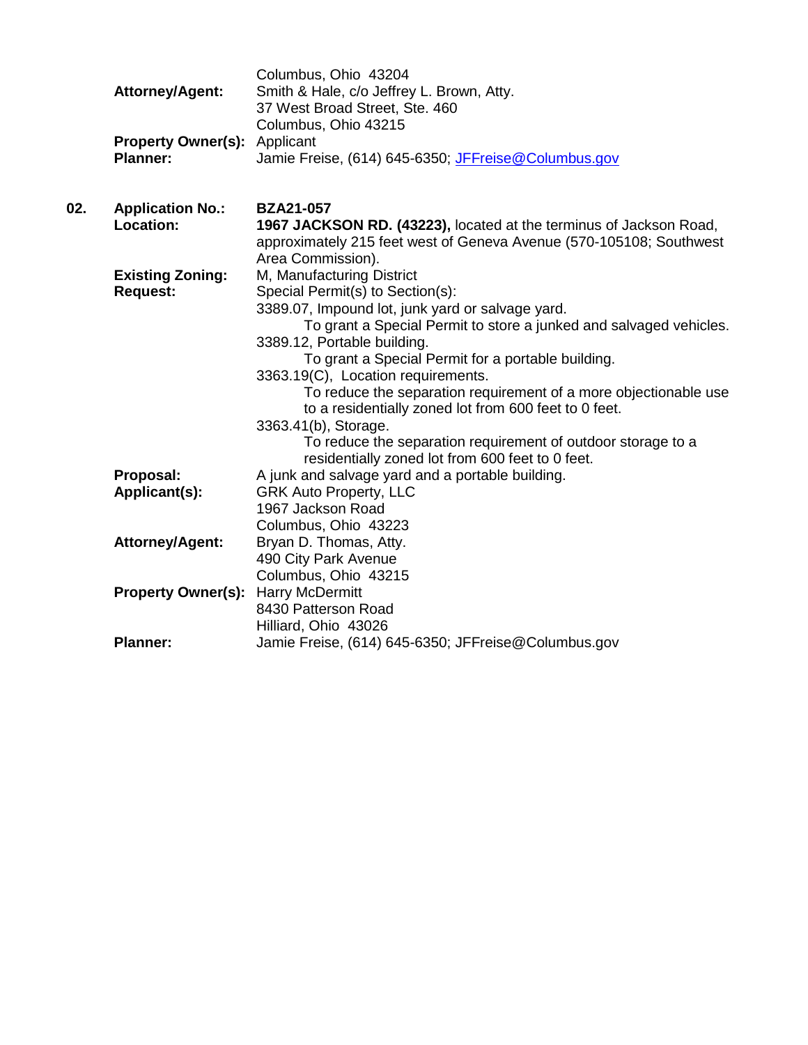Columns, Ohio 43204

**Attorney/Agent:** Smith & Hale, c/o Jeffrey L. Brown, Atty.
37 West Broad Street, Ste. 460
Columbus, Ohio 43215

**Property Owner(s):** Applicant

**Planner:** Jamie Freise, (614) 645-6350; JFFreise@Columbus.gov

**02. Application No.:** **BZA21-057**

**Location:** **1967 JACKSON RD. (43223),** located at the terminus of Jackson Road, approximately 215 feet west of Geneva Avenue (570-105108; Southwest Area Commission).

**Existing Zoning:** M, Manufacturing District

**Request:** Special Permit(s) to Section(s):

3389.07, Impound lot, junk yard or salvage yard.
To grant a Special Permit to store a junked and salvaged vehicles.

3389.12, Portable building.
To grant a Special Permit for a portable building.

3363.19(C), Location requirements.
To reduce the separation requirement of a more objectionable use to a residentially zoned lot from 600 feet to 0 feet.

3363.41(b), Storage.
To reduce the separation requirement of outdoor storage to a residentially zoned lot from 600 feet to 0 feet.

**Proposal:** A junk and salvage yard and a portable building.

**Applicant(s):** GRK Auto Property, LLC
1967 Jackson Road
Columbus, Ohio 43223

**Attorney/Agent:** Bryan D. Thomas, Atty.
490 City Park Avenue
Columbus, Ohio 43215

**Property Owner(s):** Harry McDermitt
8430 Patterson Road
Hilliard, Ohio 43026

**Planner:** Jamie Freise, (614) 645-6350; JFFreise@Columbus.gov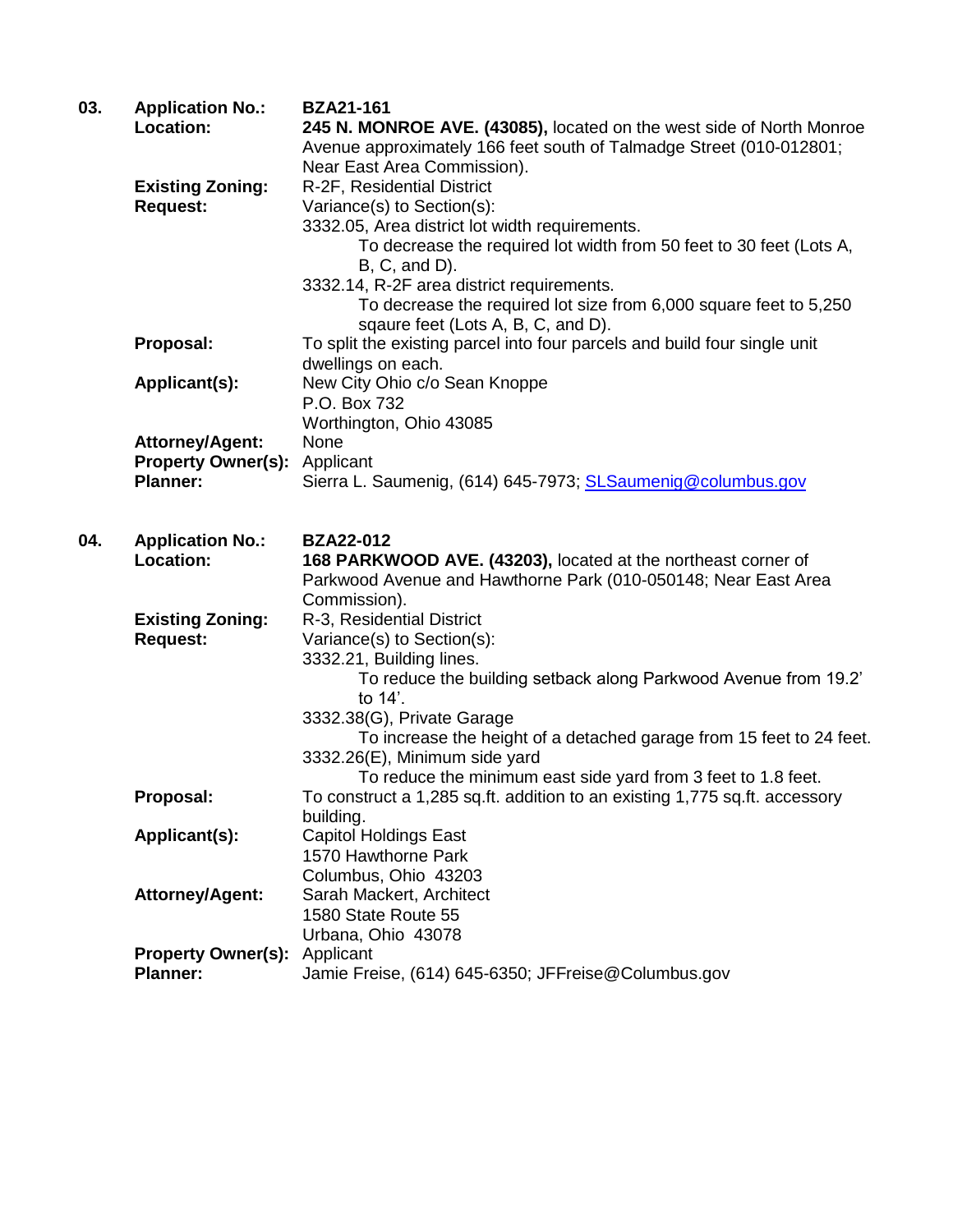**03.** **Application No.:** **BZA21-161**

**Location:** **245 N. MONROE AVE. (43085),** located on the west side of North Monroe Avenue approximately 166 feet south of Talmadge Street (010-012801; Near East Area Commission).

**Existing Zoning:** R-2F, Residential District

**Request:** Variance(s) to Section(s):

3332.05, Area district lot width requirements.

To decrease the required lot width from 50 feet to 30 feet (Lots A, B, C, and D).

3332.14, R-2F area district requirements.

To decrease the required lot size from 6,000 square feet to 5,250 sqaure feet (Lots A, B, C, and D).

**Proposal:** To split the existing parcel into four parcels and build four single unit dwellings on each.

**Applicant(s):** New City Ohio c/o Sean Knoppe
P.O. Box 732
Worthington, Ohio 43085

**Attorney/Agent:** None

**Property Owner(s):** Applicant

**Planner:** Sierra L. Saumenig, (614) 645-7973; SLSaumenig@columbus.gov

**04.** **Application No.:** **BZA22-012**

**Location:** **168 PARKWOOD AVE. (43203),** located at the northeast corner of Parkwood Avenue and Hawthorne Park (010-050148; Near East Area Commission).

**Existing Zoning:** R-3, Residential District

**Request:** Variance(s) to Section(s):

3332.21, Building lines.

To reduce the building setback along Parkwood Avenue from 19.2' to 14'.

3332.38(G), Private Garage

To increase the height of a detached garage from 15 feet to 24 feet.

3332.26(E), Minimum side yard

To reduce the minimum east side yard from 3 feet to 1.8 feet.

**Proposal:** To construct a 1,285 sq.ft. addition to an existing 1,775 sq.ft. accessory building.

**Applicant(s):** Capitol Holdings East
1570 Hawthorne Park
Columbus, Ohio 43203

**Attorney/Agent:** Sarah Mackert, Architect
1580 State Route 55
Urbana, Ohio 43078

**Property Owner(s):** Applicant

**Planner:** Jamie Freise, (614) 645-6350; JFFreise@Columbus.gov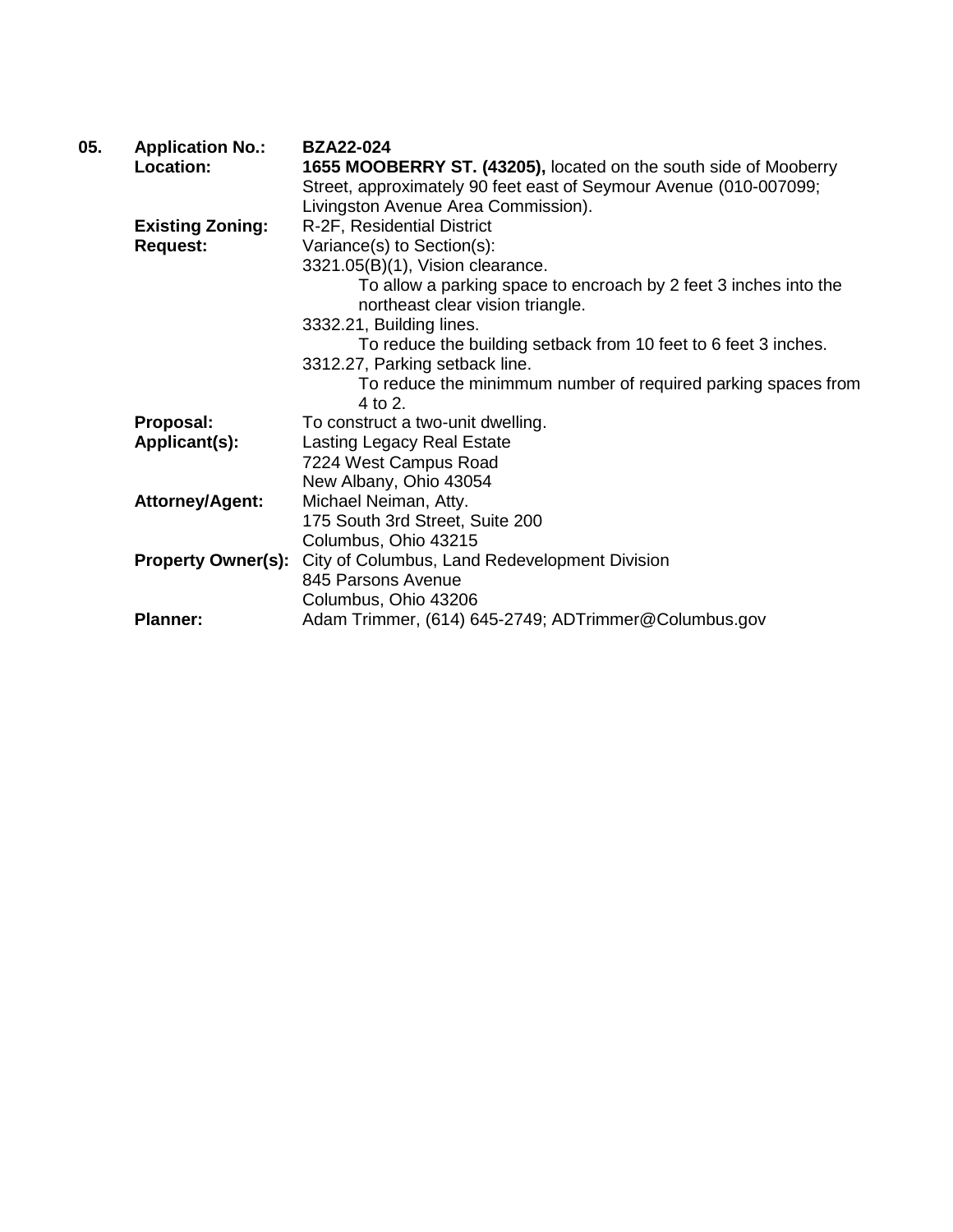**05.** **Application No.:** **BZA22-024**

**Location:** **1655 MOOBERRY ST. (43205),** located on the south side of Mooberry Street, approximately 90 feet east of Seymour Avenue (010-007099; Livingston Avenue Area Commission).

**Existing Zoning:** R-2F, Residential District

**Request:** Variance(s) to Section(s):

3321.05(B)(1), Vision clearance.
    To allow a parking space to encroach by 2 feet 3 inches into the northeast clear vision triangle.

3332.21, Building lines.
    To reduce the building setback from 10 feet to 6 feet 3 inches.

3312.27, Parking setback line.
    To reduce the minimmum number of required parking spaces from 4 to 2.

**Proposal:** To construct a two-unit dwelling.

**Applicant(s):** Lasting Legacy Real Estate
7224 West Campus Road
New Albany, Ohio 43054

**Attorney/Agent:** Michael Neiman, Atty.
175 South 3rd Street, Suite 200
Columbus, Ohio 43215

**Property Owner(s):** City of Columbus, Land Redevelopment Division
845 Parsons Avenue
Columbus, Ohio 43206

**Planner:** Adam Trimmer, (614) 645-2749; ADTrimmer@Columbus.gov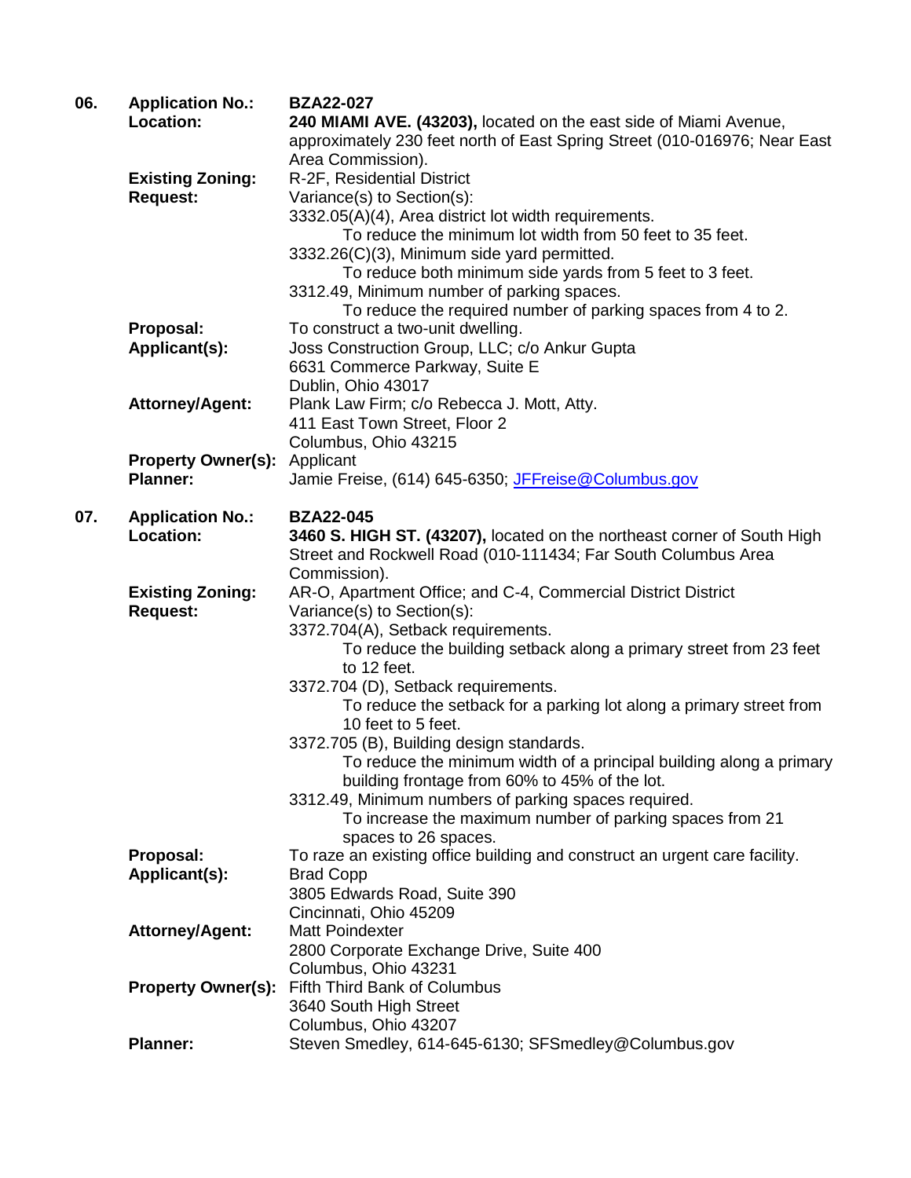**06.** **Application No.:** **BZA22-027**

**Location:** **240 MIAMI AVE. (43203),** located on the east side of Miami Avenue, approximately 230 feet north of East Spring Street (010-016976; Near East Area Commission).

**Existing Zoning:** R-2F, Residential District

**Request:** Variance(s) to Section(s):

3332.05(A)(4), Area district lot width requirements.
To reduce the minimum lot width from 50 feet to 35 feet.

3332.26(C)(3), Minimum side yard permitted.
To reduce both minimum side yards from 5 feet to 3 feet.

3312.49, Minimum number of parking spaces.
To reduce the required number of parking spaces from 4 to 2.

**Proposal:** To construct a two-unit dwelling.

**Applicant(s):** Joss Construction Group, LLC; c/o Ankur Gupta
6631 Commerce Parkway, Suite E
Dublin, Ohio 43017

**Attorney/Agent:** Plank Law Firm; c/o Rebecca J. Mott, Atty.
411 East Town Street, Floor 2
Columbus, Ohio 43215

**Property Owner(s):** Applicant

**Planner:** Jamie Freise, (614) 645-6350; JFFreise@Columbus.gov

**07.** **Application No.:** **BZA22-045**

**Location:** **3460 S. HIGH ST. (43207),** located on the northeast corner of South High Street and Rockwell Road (010-111434; Far South Columbus Area Commission).

**Existing Zoning:** AR-O, Apartment Office; and C-4, Commercial District District

**Request:** Variance(s) to Section(s):

3372.704(A), Setback requirements.
To reduce the building setback along a primary street from 23 feet to 12 feet.

3372.704 (D), Setback requirements.
To reduce the setback for a parking lot along a primary street from 10 feet to 5 feet.

3372.705 (B), Building design standards.
To reduce the minimum width of a principal building along a primary building frontage from 60% to 45% of the lot.

3312.49, Minimum numbers of parking spaces required.
To increase the maximum number of parking spaces from 21 spaces to 26 spaces.

**Proposal:** To raze an existing office building and construct an urgent care facility.

**Applicant(s):** Brad Copp
3805 Edwards Road, Suite 390
Cincinnati, Ohio 45209

**Attorney/Agent:** Matt Poindexter
2800 Corporate Exchange Drive, Suite 400
Columbus, Ohio 43231

**Property Owner(s):** Fifth Third Bank of Columbus
3640 South High Street
Columbus, Ohio 43207

**Planner:** Steven Smedley, 614-645-6130; SFSmedley@Columbus.gov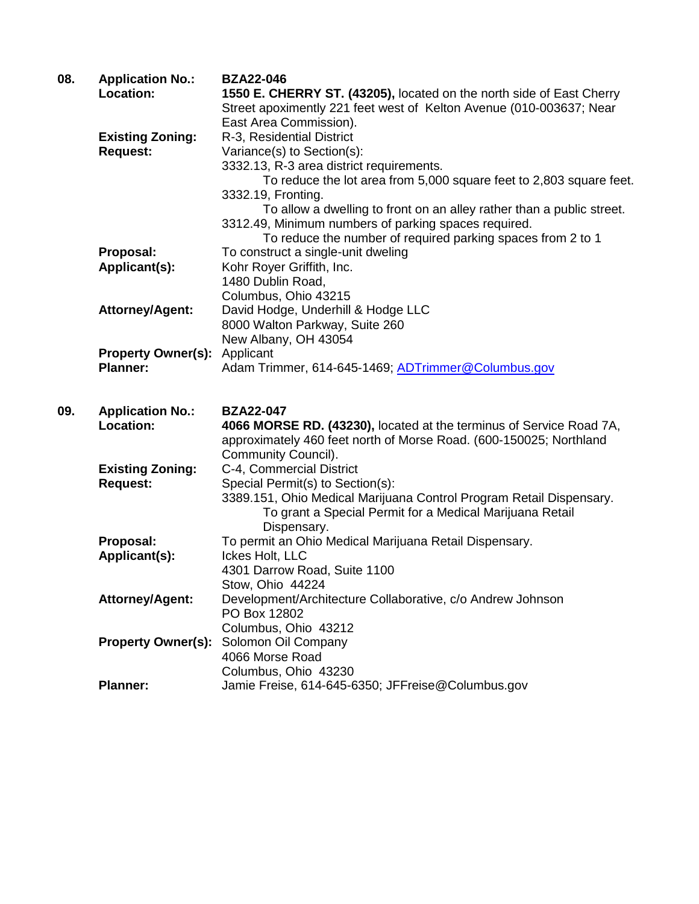**08.** **Application No.:** **BZA22-046**

**Location:** **1550 E. CHERRY ST. (43205),** located on the north side of East Cherry Street apoximently 221 feet west of Kelton Avenue (010-003637; Near East Area Commission).

**Existing Zoning:** R-3, Residential District

**Request:** Variance(s) to Section(s):

3332.13, R-3 area district requirements.

To reduce the lot area from 5,000 square feet to 2,803 square feet.

3332.19, Fronting.

To allow a dwelling to front on an alley rather than a public street.

3312.49, Minimum numbers of parking spaces required.

To reduce the number of required parking spaces from 2 to 1

**Proposal:** To construct a single-unit dweling

**Applicant(s):** Kohr Royer Griffith, Inc.
1480 Dublin Road,
Columbus, Ohio 43215

**Attorney/Agent:** David Hodge, Underhill & Hodge LLC
8000 Walton Parkway, Suite 260
New Albany, OH 43054

**Property Owner(s):** Applicant

**Planner:** Adam Trimmer, 614-645-1469; ADTrimmer@Columbus.gov

**09.** **Application No.:** **BZA22-047**

**Location:** **4066 MORSE RD. (43230),** located at the terminus of Service Road 7A, approximately 460 feet north of Morse Road. (600-150025; Northland Community Council).

**Existing Zoning:** C-4, Commercial District

**Request:** Special Permit(s) to Section(s):

3389.151, Ohio Medical Marijuana Control Program Retail Dispensary.

To grant a Special Permit for a Medical Marijuana Retail Dispensary.

**Proposal:** To permit an Ohio Medical Marijuana Retail Dispensary.

**Applicant(s):** Ickes Holt, LLC
4301 Darrow Road, Suite 1100
Stow, Ohio 44224

**Attorney/Agent:** Development/Architecture Collaborative, c/o Andrew Johnson
PO Box 12802
Columbus, Ohio 43212

**Property Owner(s):** Solomon Oil Company
4066 Morse Road
Columbus, Ohio 43230

**Planner:** Jamie Freise, 614-645-6350; JFFreise@Columbus.gov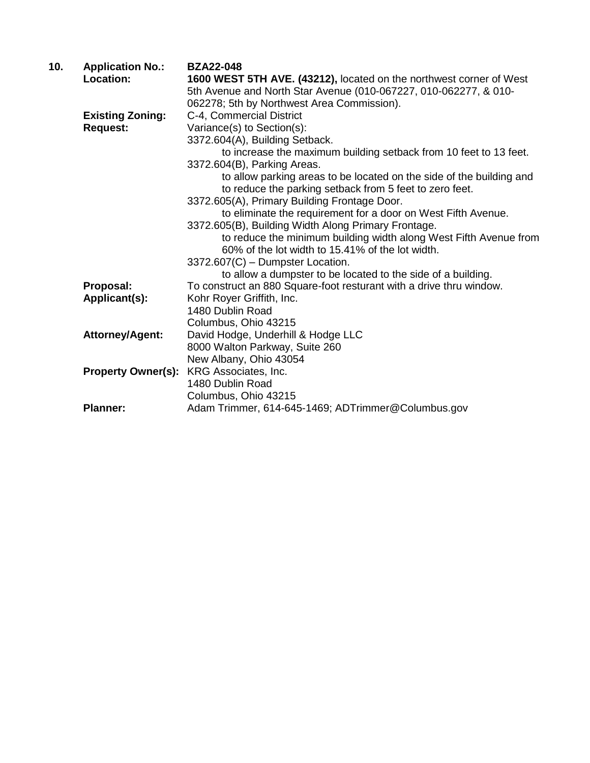**10. Application No.:** **BZA22-048**

**Location:** **1600 WEST 5TH AVE. (43212),** located on the northwest corner of West 5th Avenue and North Star Avenue (010-067227, 010-062277, & 010-062278; 5th by Northwest Area Commission).

**Existing Zoning:** C-4, Commercial District

**Request:** Variance(s) to Section(s):

3372.604(A), Building Setback.
  to increase the maximum building setback from 10 feet to 13 feet.

3372.604(B), Parking Areas.
  to allow parking areas to be located on the side of the building and to reduce the parking setback from 5 feet to zero feet.

3372.605(A), Primary Building Frontage Door.
  to eliminate the requirement for a door on West Fifth Avenue.

3372.605(B), Building Width Along Primary Frontage.
  to reduce the minimum building width along West Fifth Avenue from 60% of the lot width to 15.41% of the lot width.

3372.607(C) – Dumpster Location.
  to allow a dumpster to be located to the side of a building.

**Proposal:** To construct an 880 Square-foot resturant with a drive thru window.

**Applicant(s):** Kohr Royer Griffith, Inc.
1480 Dublin Road
Columbus, Ohio 43215

**Attorney/Agent:** David Hodge, Underhill & Hodge LLC
8000 Walton Parkway, Suite 260
New Albany, Ohio 43054

**Property Owner(s):** KRG Associates, Inc.
1480 Dublin Road
Columbus, Ohio 43215

**Planner:** Adam Trimmer, 614-645-1469; ADTrimmer@Columbus.gov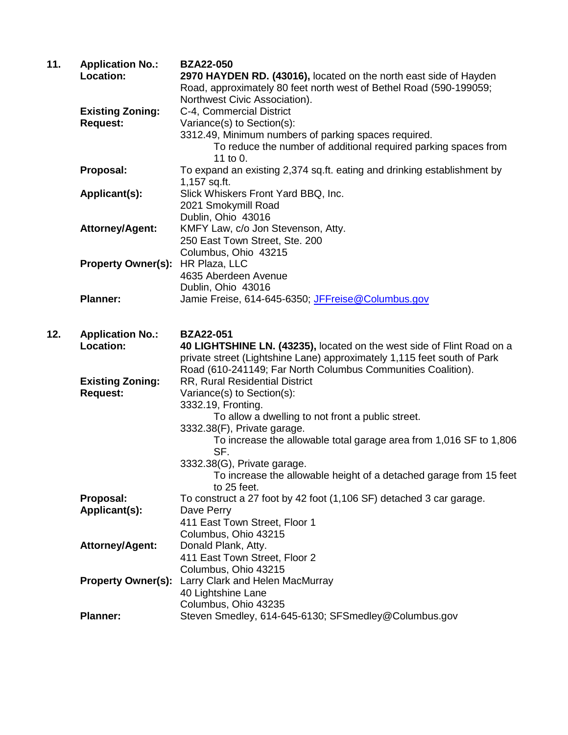**11.** **Application No.:** **BZA22-050**

**Location:** **2970 HAYDEN RD. (43016),** located on the north east side of Hayden Road, approximately 80 feet north west of Bethel Road (590-199059; Northwest Civic Association).

**Existing Zoning:** C-4, Commercial District

**Request:** Variance(s) to Section(s):

3312.49, Minimum numbers of parking spaces required.

To reduce the number of additional required parking spaces from 11 to 0.

**Proposal:** To expand an existing 2,374 sq.ft. eating and drinking establishment by 1,157 sq.ft.

**Applicant(s):** Slick Whiskers Front Yard BBQ, Inc.
2021 Smokymill Road
Dublin, Ohio 43016

**Attorney/Agent:** KMFY Law, c/o Jon Stevenson, Atty.
250 East Town Street, Ste. 200
Columbus, Ohio 43215

**Property Owner(s):** HR Plaza, LLC
4635 Aberdeen Avenue
Dublin, Ohio 43016

**Planner:** Jamie Freise, 614-645-6350; JFFreise@Columbus.gov

**12.** **Application No.:** **BZA22-051**

**Location:** **40 LIGHTSHINE LN. (43235),** located on the west side of Flint Road on a private street (Lightshine Lane) approximately 1,115 feet south of Park Road (610-241149; Far North Columbus Communities Coalition).

**Existing Zoning:** RR, Rural Residential District

**Request:** Variance(s) to Section(s):

3332.19, Fronting.

To allow a dwelling to not front a public street.

3332.38(F), Private garage.

To increase the allowable total garage area from 1,016 SF to 1,806 SF.

3332.38(G), Private garage.

To increase the allowable height of a detached garage from 15 feet to 25 feet.

**Proposal:** To construct a 27 foot by 42 foot (1,106 SF) detached 3 car garage.

**Applicant(s):** Dave Perry
411 East Town Street, Floor 1
Columbus, Ohio 43215

**Attorney/Agent:** Donald Plank, Atty.
411 East Town Street, Floor 2
Columbus, Ohio 43215

**Property Owner(s):** Larry Clark and Helen MacMurray
40 Lightshine Lane
Columbus, Ohio 43235

**Planner:** Steven Smedley, 614-645-6130; SFSmedley@Columbus.gov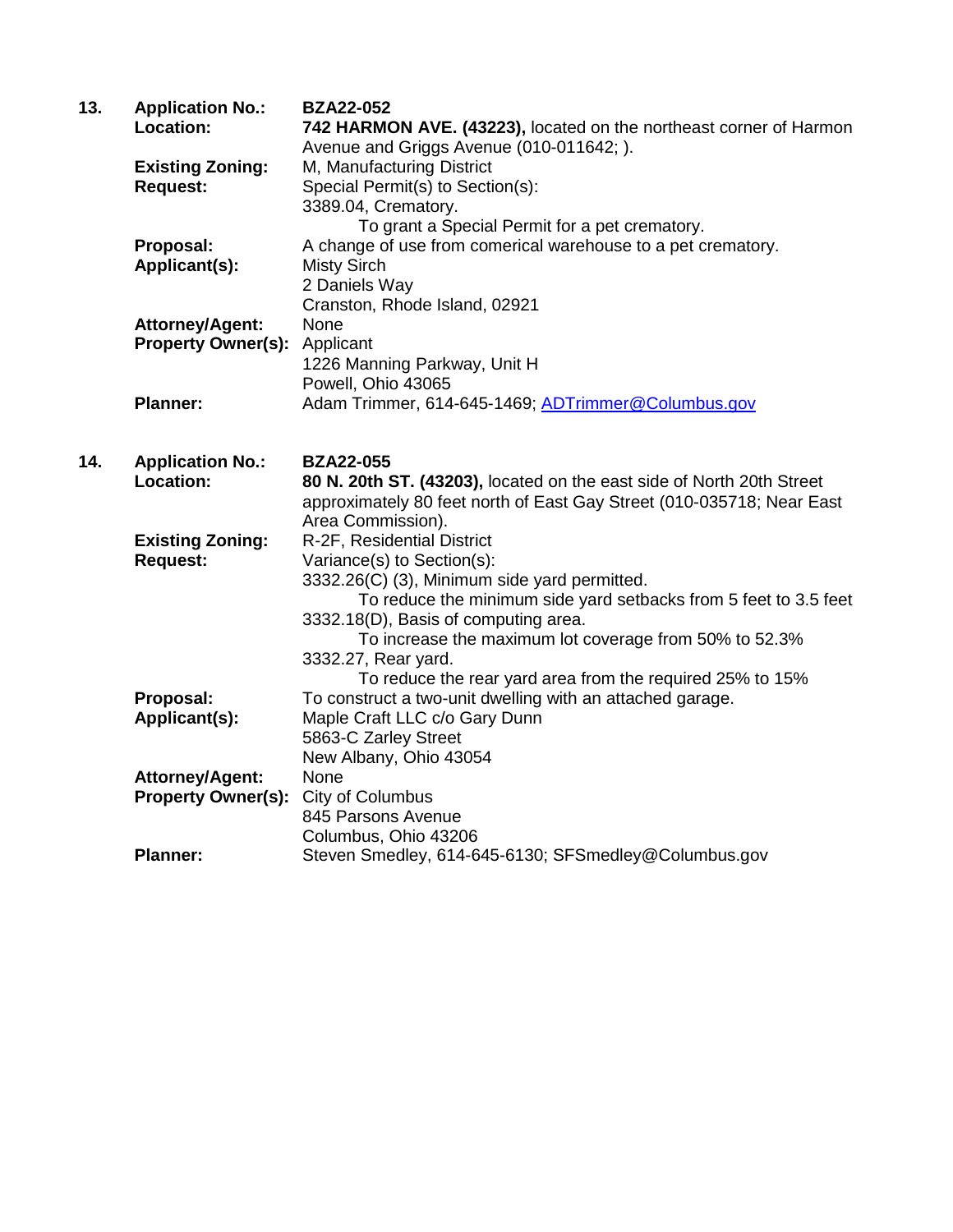**13.** **Application No.:** **BZA22-052**

**Location:** **742 HARMON AVE. (43223),** located on the northeast corner of Harmon Avenue and Griggs Avenue (010-011642; ).

**Existing Zoning:** M, Manufacturing District

**Request:** Special Permit(s) to Section(s):
3389.04, Crematory.
To grant a Special Permit for a pet crematory.

**Proposal:** A change of use from comerical warehouse to a pet crematory.

**Applicant(s):** Misty Sirch
2 Daniels Way
Cranston, Rhode Island, 02921

**Attorney/Agent:** None

**Property Owner(s):** Applicant
1226 Manning Parkway, Unit H
Powell, Ohio 43065

**Planner:** Adam Trimmer, 614-645-1469; ADTrimmer@Columbus.gov

**14.** **Application No.:** **BZA22-055**

**Location:** **80 N. 20th ST. (43203),** located on the east side of North 20th Street approximately 80 feet north of East Gay Street (010-035718; Near East Area Commission).

**Existing Zoning:** R-2F, Residential District

**Request:** Variance(s) to Section(s):
3332.26(C) (3), Minimum side yard permitted.
To reduce the minimum side yard setbacks from 5 feet to 3.5 feet
3332.18(D), Basis of computing area.
To increase the maximum lot coverage from 50% to 52.3%
3332.27, Rear yard.
To reduce the rear yard area from the required 25% to 15%

**Proposal:** To construct a two-unit dwelling with an attached garage.

**Applicant(s):** Maple Craft LLC c/o Gary Dunn
5863-C Zarley Street
New Albany, Ohio 43054

**Attorney/Agent:** None

**Property Owner(s):** City of Columbus
845 Parsons Avenue
Columbus, Ohio 43206

**Planner:** Steven Smedley, 614-645-6130; SFSmedley@Columbus.gov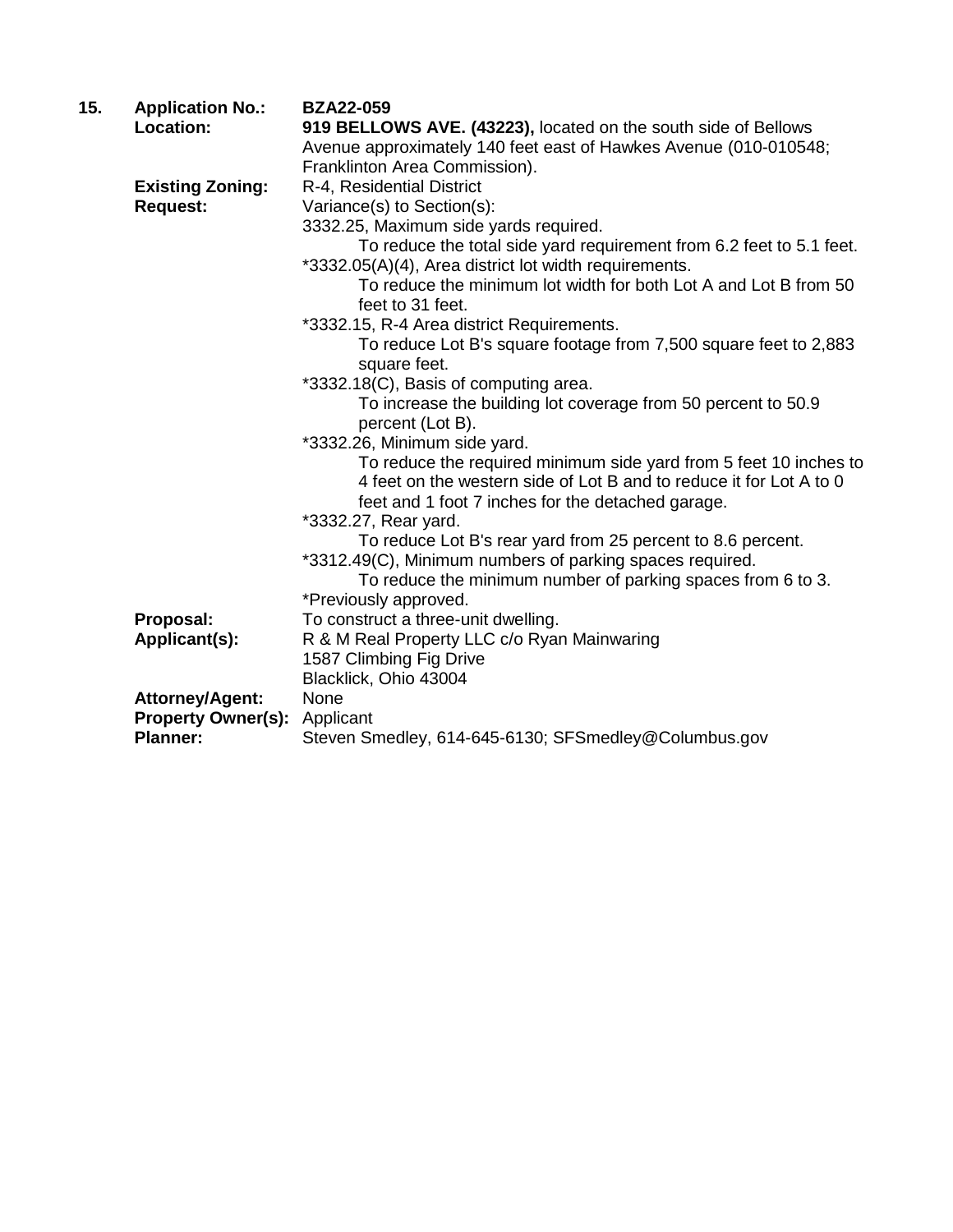**15. Application No.:** **BZA22-059**

**Location:** **919 BELLOWS AVE. (43223),** located on the south side of Bellows Avenue approximately 140 feet east of Hawkes Avenue (010-010548; Franklinton Area Commission).

**Existing Zoning:** R-4, Residential District

**Request:** Variance(s) to Section(s):

3332.25, Maximum side yards required.
 To reduce the total side yard requirement from 6.2 feet to 5.1 feet.

*3332.05(A)(4), Area district lot width requirements.
 To reduce the minimum lot width for both Lot A and Lot B from 50 feet to 31 feet.

*3332.15, R-4 Area district Requirements.
 To reduce Lot B's square footage from 7,500 square feet to 2,883 square feet.

*3332.18(C), Basis of computing area.
 To increase the building lot coverage from 50 percent to 50.9 percent (Lot B).

*3332.26, Minimum side yard.
 To reduce the required minimum side yard from 5 feet 10 inches to 4 feet on the western side of Lot B and to reduce it for Lot A to 0 feet and 1 foot 7 inches for the detached garage.

*3332.27, Rear yard.
 To reduce Lot B's rear yard from 25 percent to 8.6 percent.

*3312.49(C), Minimum numbers of parking spaces required.
 To reduce the minimum number of parking spaces from 6 to 3.

*Previously approved.

**Proposal:** To construct a three-unit dwelling.

**Applicant(s):** R & M Real Property LLC c/o Ryan Mainwaring
1587 Climbing Fig Drive
Blacklick, Ohio 43004

**Attorney/Agent:** None

**Property Owner(s):** Applicant

**Planner:** Steven Smedley, 614-645-6130; SFSmedley@Columbus.gov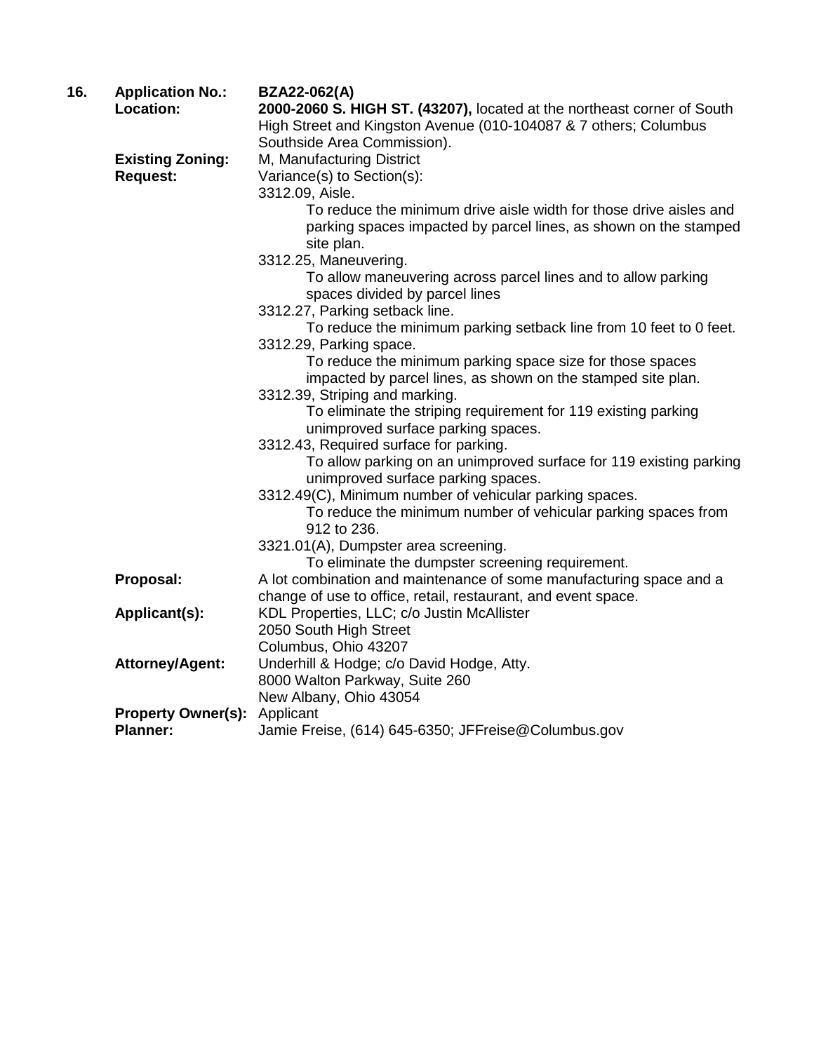**16.** **Application No.:** **BZA22-062(A)**

**Location:** **2000-2060 S. HIGH ST. (43207),** located at the northeast corner of South High Street and Kingston Avenue (010-104087 & 7 others; Columbus Southside Area Commission).

**Existing Zoning:** M, Manufacturing District

**Request:** Variance(s) to Section(s):

3312.09, Aisle.
To reduce the minimum drive aisle width for those drive aisles and parking spaces impacted by parcel lines, as shown on the stamped site plan.

3312.25, Maneuvering.
To allow maneuvering across parcel lines and to allow parking spaces divided by parcel lines

3312.27, Parking setback line.
To reduce the minimum parking setback line from 10 feet to 0 feet.

3312.29, Parking space.
To reduce the minimum parking space size for those spaces impacted by parcel lines, as shown on the stamped site plan.

3312.39, Striping and marking.
To eliminate the striping requirement for 119 existing parking unimproved surface parking spaces.

3312.43, Required surface for parking.
To allow parking on an unimproved surface for 119 existing parking unimproved surface parking spaces.

3312.49(C), Minimum number of vehicular parking spaces.
To reduce the minimum number of vehicular parking spaces from 912 to 236.

3321.01(A), Dumpster area screening.
To eliminate the dumpster screening requirement.

**Proposal:** A lot combination and maintenance of some manufacturing space and a change of use to office, retail, restaurant, and event space.

**Applicant(s):** KDL Properties, LLC; c/o Justin McAllister
2050 South High Street
Columbus, Ohio 43207

**Attorney/Agent:** Underhill & Hodge; c/o David Hodge, Atty.
8000 Walton Parkway, Suite 260
New Albany, Ohio 43054

**Property Owner(s):** Applicant

**Planner:** Jamie Freise, (614) 645-6350; JFFreise@Columbus.gov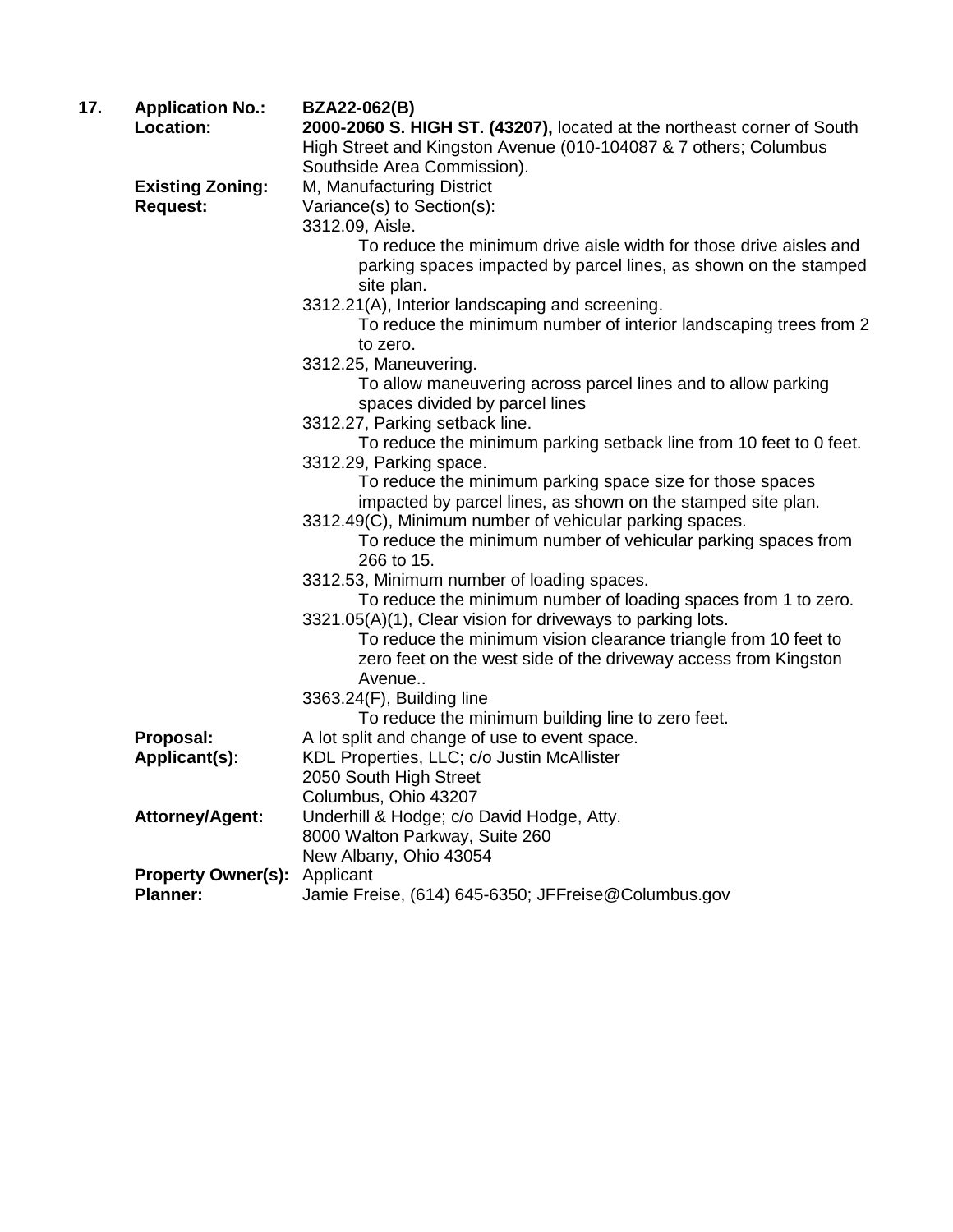**17. Application No.:** **BZA22-062(B)**

**Location:** **2000-2060 S. HIGH ST. (43207),** located at the northeast corner of South High Street and Kingston Avenue (010-104087 & 7 others; Columbus Southside Area Commission).

**Existing Zoning:** M, Manufacturing District

**Request:** Variance(s) to Section(s):

3312.09, Aisle.

To reduce the minimum drive aisle width for those drive aisles and parking spaces impacted by parcel lines, as shown on the stamped site plan.

3312.21(A), Interior landscaping and screening.

To reduce the minimum number of interior landscaping trees from 2 to zero.

3312.25, Maneuvering.

To allow maneuvering across parcel lines and to allow parking spaces divided by parcel lines

3312.27, Parking setback line.

To reduce the minimum parking setback line from 10 feet to 0 feet.

3312.29, Parking space.

To reduce the minimum parking space size for those spaces impacted by parcel lines, as shown on the stamped site plan.

3312.49(C), Minimum number of vehicular parking spaces.

To reduce the minimum number of vehicular parking spaces from 266 to 15.

3312.53, Minimum number of loading spaces.

To reduce the minimum number of loading spaces from 1 to zero.

3321.05(A)(1), Clear vision for driveways to parking lots.

To reduce the minimum vision clearance triangle from 10 feet to zero feet on the west side of the driveway access from Kingston Avenue..

3363.24(F), Building line

To reduce the minimum building line to zero feet.

**Proposal:** A lot split and change of use to event space.

**Applicant(s):** KDL Properties, LLC; c/o Justin McAllister
2050 South High Street
Columbus, Ohio 43207

**Attorney/Agent:** Underhill & Hodge; c/o David Hodge, Atty.
8000 Walton Parkway, Suite 260
New Albany, Ohio 43054

**Property Owner(s):** Applicant

**Planner:** Jamie Freise, (614) 645-6350; JFFreise@Columbus.gov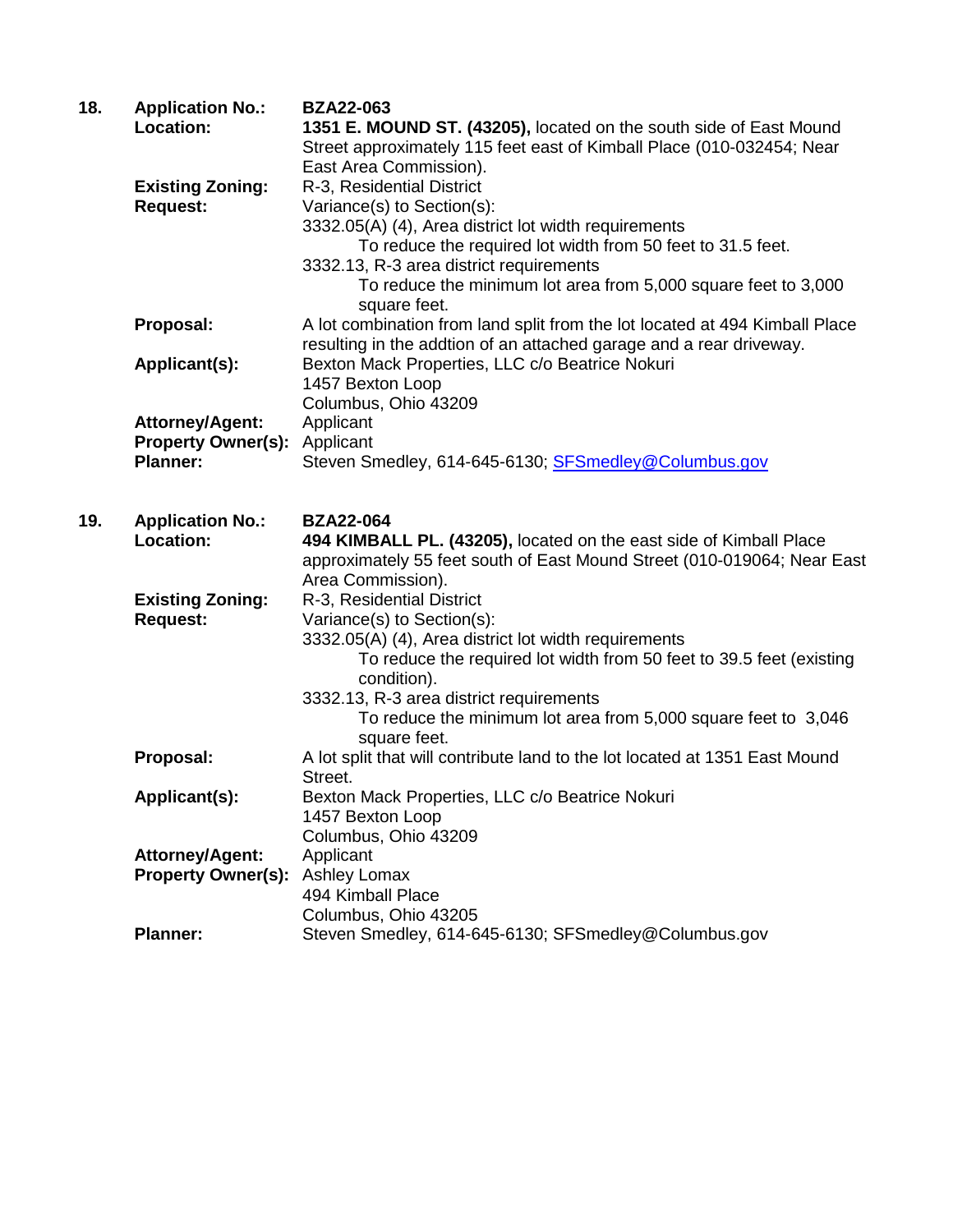**18. Application No.:** **BZA22-063**

**Location:** **1351 E. MOUND ST. (43205),** located on the south side of East Mound Street approximately 115 feet east of Kimball Place (010-032454; Near East Area Commission).

**Existing Zoning:** R-3, Residential District

**Request:** Variance(s) to Section(s):

3332.05(A) (4), Area district lot width requirements
 To reduce the required lot width from 50 feet to 31.5 feet.

3332.13, R-3 area district requirements
 To reduce the minimum lot area from 5,000 square feet to 3,000 square feet.

**Proposal:** A lot combination from land split from the lot located at 494 Kimball Place resulting in the addtion of an attached garage and a rear driveway.

**Applicant(s):** Bexton Mack Properties, LLC c/o Beatrice Nokuri
1457 Bexton Loop
Columbus, Ohio 43209

**Attorney/Agent:** Applicant

**Property Owner(s):** Applicant

**Planner:** Steven Smedley, 614-645-6130; SFSmedley@Columbus.gov

**19. Application No.:** **BZA22-064**

**Location:** **494 KIMBALL PL. (43205),** located on the east side of Kimball Place approximately 55 feet south of East Mound Street (010-019064; Near East Area Commission).

**Existing Zoning:** R-3, Residential District

**Request:** Variance(s) to Section(s):

3332.05(A) (4), Area district lot width requirements
 To reduce the required lot width from 50 feet to 39.5 feet (existing condition).

3332.13, R-3 area district requirements
 To reduce the minimum lot area from 5,000 square feet to 3,046 square feet.

**Proposal:** A lot split that will contribute land to the lot located at 1351 East Mound Street.

**Applicant(s):** Bexton Mack Properties, LLC c/o Beatrice Nokuri
1457 Bexton Loop
Columbus, Ohio 43209

**Attorney/Agent:** Applicant

**Property Owner(s):** Ashley Lomax
494 Kimball Place
Columbus, Ohio 43205

**Planner:** Steven Smedley, 614-645-6130; SFSmedley@Columbus.gov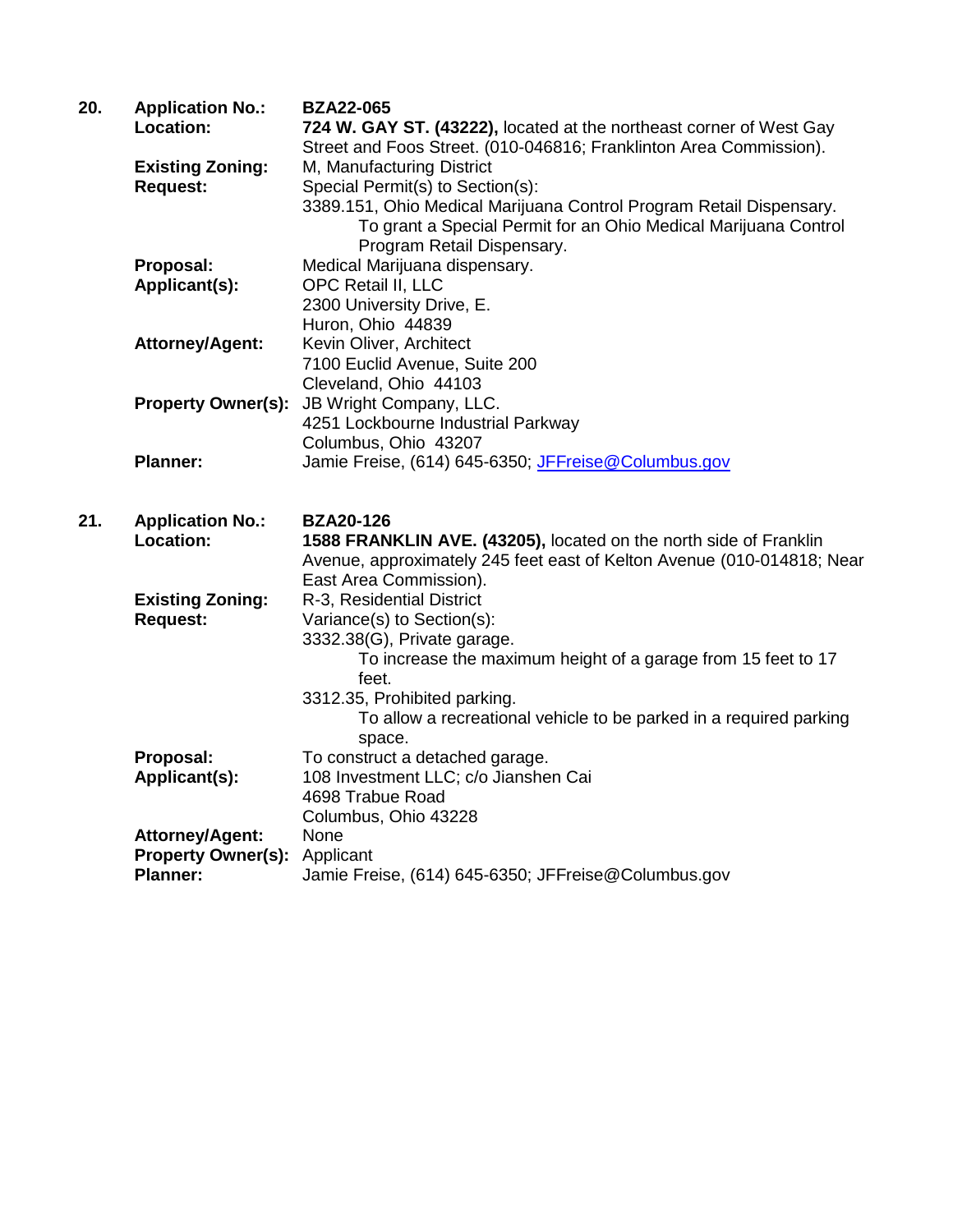**20. Application No.:** **BZA22-065**

**Location:** **724 W. GAY ST. (43222),** located at the northeast corner of West Gay Street and Foos Street. (010-046816; Franklinton Area Commission).

**Existing Zoning:** M, Manufacturing District

**Request:** Special Permit(s) to Section(s):

3389.151, Ohio Medical Marijuana Control Program Retail Dispensary.

To grant a Special Permit for an Ohio Medical Marijuana Control Program Retail Dispensary.

**Proposal:** Medical Marijuana dispensary.

**Applicant(s):** OPC Retail II, LLC
2300 University Drive, E.
Huron, Ohio 44839

**Attorney/Agent:** Kevin Oliver, Architect
7100 Euclid Avenue, Suite 200
Cleveland, Ohio 44103

**Property Owner(s):** JB Wright Company, LLC.
4251 Lockbourne Industrial Parkway
Columbus, Ohio 43207

**Planner:** Jamie Freise, (614) 645-6350; JFFreise@Columbus.gov

**21. Application No.:** **BZA20-126**

**Location:** **1588 FRANKLIN AVE. (43205),** located on the north side of Franklin Avenue, approximately 245 feet east of Kelton Avenue (010-014818; Near East Area Commission).

**Existing Zoning:** R-3, Residential District

**Request:** Variance(s) to Section(s):

3332.38(G), Private garage.

To increase the maximum height of a garage from 15 feet to 17 feet.

3312.35, Prohibited parking.

To allow a recreational vehicle to be parked in a required parking space.

**Proposal:** To construct a detached garage.

**Applicant(s):** 108 Investment LLC; c/o Jianshen Cai
4698 Trabue Road
Columbus, Ohio 43228

**Attorney/Agent:** None

**Property Owner(s):** Applicant

**Planner:** Jamie Freise, (614) 645-6350; JFFreise@Columbus.gov